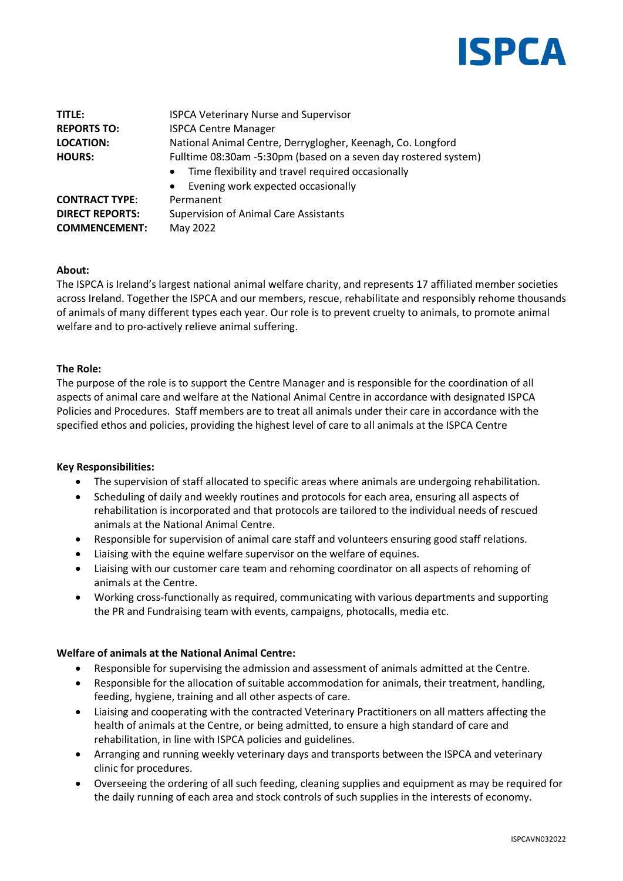# ISPCA

| | |
|---|---|
| **TITLE:** | ISPCA Veterinary Nurse and Supervisor |
| **REPORTS TO:** | ISPCA Centre Manager |
| **LOCATION:** | National Animal Centre, Derryglogher, Keenagh, Co. Longford |
| **HOURS:** | Fulltime 08:30am -5:30pm (based on a seven day rostered system)<br>• Time flexibility and travel required occasionally<br>• Evening work expected occasionally |
| **CONTRACT TYPE**: | Permanent |
| **DIRECT REPORTS:** | Supervision of Animal Care Assistants |
| **COMMENCEMENT:** | May 2022 |

**About:**

The ISPCA is Ireland's largest national animal welfare charity, and represents 17 affiliated member societies across Ireland. Together the ISPCA and our members, rescue, rehabilitate and responsibly rehome thousands of animals of many different types each year. Our role is to prevent cruelty to animals, to promote animal welfare and to pro-actively relieve animal suffering.

**The Role:**

The purpose of the role is to support the Centre Manager and is responsible for the coordination of all aspects of animal care and welfare at the National Animal Centre in accordance with designated ISPCA Policies and Procedures. Staff members are to treat all animals under their care in accordance with the specified ethos and policies, providing the highest level of care to all animals at the ISPCA Centre

**Key Responsibilities:**

- The supervision of staff allocated to specific areas where animals are undergoing rehabilitation.
- Scheduling of daily and weekly routines and protocols for each area, ensuring all aspects of rehabilitation is incorporated and that protocols are tailored to the individual needs of rescued animals at the National Animal Centre.
- Responsible for supervision of animal care staff and volunteers ensuring good staff relations.
- Liaising with the equine welfare supervisor on the welfare of equines.
- Liaising with our customer care team and rehoming coordinator on all aspects of rehoming of animals at the Centre.
- Working cross-functionally as required, communicating with various departments and supporting the PR and Fundraising team with events, campaigns, photocalls, media etc.

**Welfare of animals at the National Animal Centre:**

- Responsible for supervising the admission and assessment of animals admitted at the Centre.
- Responsible for the allocation of suitable accommodation for animals, their treatment, handling, feeding, hygiene, training and all other aspects of care.
- Liaising and cooperating with the contracted Veterinary Practitioners on all matters affecting the health of animals at the Centre, or being admitted, to ensure a high standard of care and rehabilitation, in line with ISPCA policies and guidelines.
- Arranging and running weekly veterinary days and transports between the ISPCA and veterinary clinic for procedures.
- Overseeing the ordering of all such feeding, cleaning supplies and equipment as may be required for the daily running of each area and stock controls of such supplies in the interests of economy.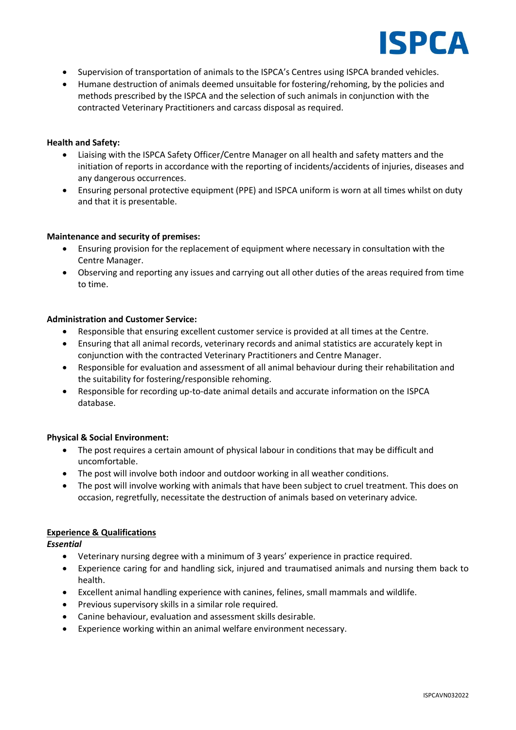- Supervision of transportation of animals to the ISPCA's Centres using ISPCA branded vehicles.
- Humane destruction of animals deemed unsuitable for fostering/rehoming, by the policies and methods prescribed by the ISPCA and the selection of such animals in conjunction with the contracted Veterinary Practitioners and carcass disposal as required.

**Health and Safety:**

- Liaising with the ISPCA Safety Officer/Centre Manager on all health and safety matters and the initiation of reports in accordance with the reporting of incidents/accidents of injuries, diseases and any dangerous occurrences.
- Ensuring personal protective equipment (PPE) and ISPCA uniform is worn at all times whilst on duty and that it is presentable.

**Maintenance and security of premises:**

- Ensuring provision for the replacement of equipment where necessary in consultation with the Centre Manager.
- Observing and reporting any issues and carrying out all other duties of the areas required from time to time.

**Administration and Customer Service:**

- Responsible that ensuring excellent customer service is provided at all times at the Centre.
- Ensuring that all animal records, veterinary records and animal statistics are accurately kept in conjunction with the contracted Veterinary Practitioners and Centre Manager.
- Responsible for evaluation and assessment of all animal behaviour during their rehabilitation and the suitability for fostering/responsible rehoming.
- Responsible for recording up-to-date animal details and accurate information on the ISPCA database.

**Physical & Social Environment:**

- The post requires a certain amount of physical labour in conditions that may be difficult and uncomfortable.
- The post will involve both indoor and outdoor working in all weather conditions.
- The post will involve working with animals that have been subject to cruel treatment. This does on occasion, regretfully, necessitate the destruction of animals based on veterinary advice.

**Experience & Qualifications**

***Essential***

- Veterinary nursing degree with a minimum of 3 years' experience in practice required.
- Experience caring for and handling sick, injured and traumatised animals and nursing them back to health.
- Excellent animal handling experience with canines, felines, small mammals and wildlife.
- Previous supervisory skills in a similar role required.
- Canine behaviour, evaluation and assessment skills desirable.
- Experience working within an animal welfare environment necessary.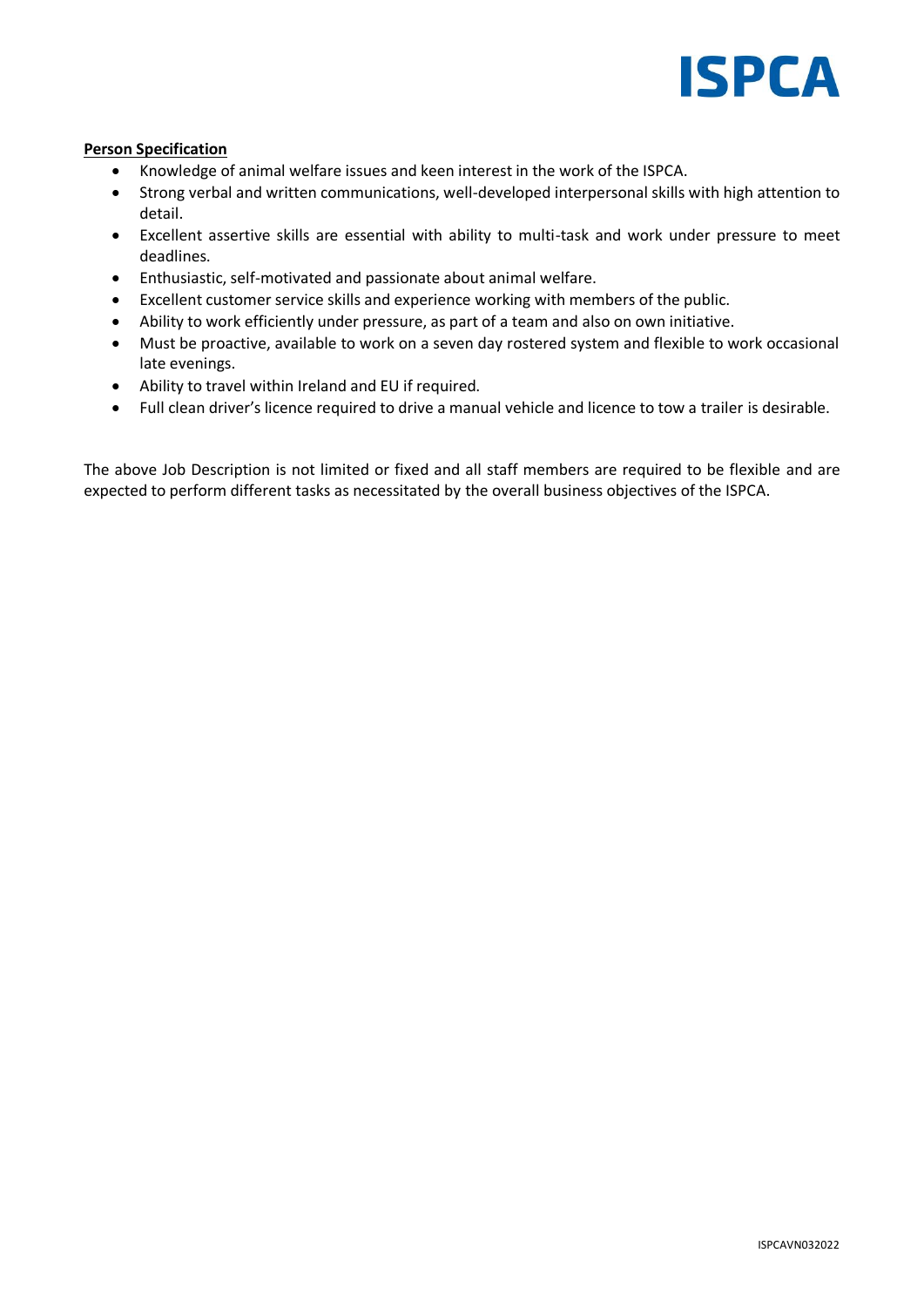**Person Specification**

- Knowledge of animal welfare issues and keen interest in the work of the ISPCA.
- Strong verbal and written communications, well-developed interpersonal skills with high attention to detail.
- Excellent assertive skills are essential with ability to multi-task and work under pressure to meet deadlines.
- Enthusiastic, self-motivated and passionate about animal welfare.
- Excellent customer service skills and experience working with members of the public.
- Ability to work efficiently under pressure, as part of a team and also on own initiative.
- Must be proactive, available to work on a seven day rostered system and flexible to work occasional late evenings.
- Ability to travel within Ireland and EU if required.
- Full clean driver's licence required to drive a manual vehicle and licence to tow a trailer is desirable.

The above Job Description is not limited or fixed and all staff members are required to be flexible and are expected to perform different tasks as necessitated by the overall business objectives of the ISPCA.